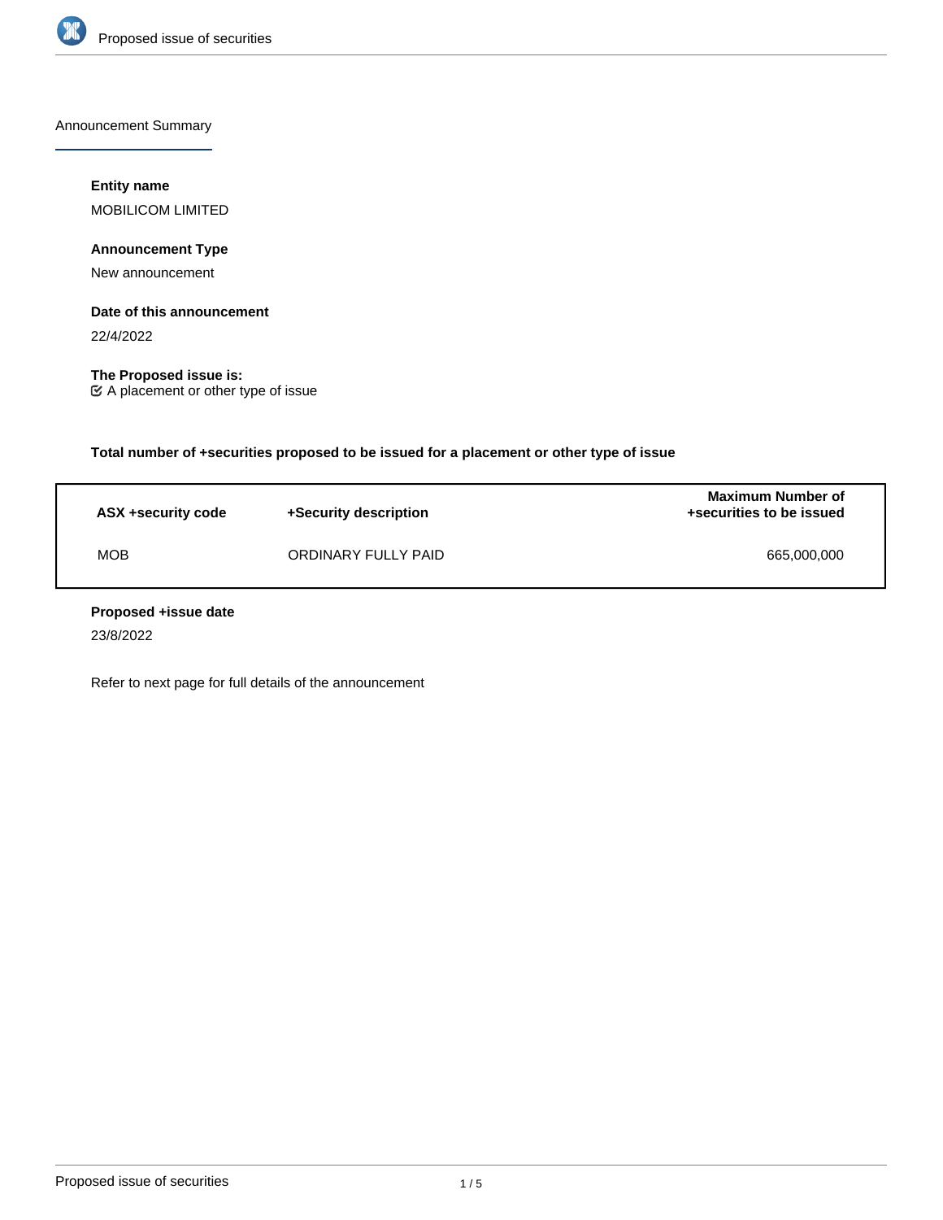## Announcement Summary

**Entity name**

MOBILICOM LIMITED

**Announcement Type**

New announcement

**Date of this announcement**

22/4/2022

**The Proposed issue is:**

☑ A placement or other type of issue

**Total number of +securities proposed to be issued for a placement or other type of issue**

| ASX +security code | +Security description | Maximum Number of +securities to be issued |
|---|---|---|
| MOB | ORDINARY FULLY PAID | 665,000,000 |

**Proposed +issue date**

23/8/2022

Refer to next page for full details of the announcement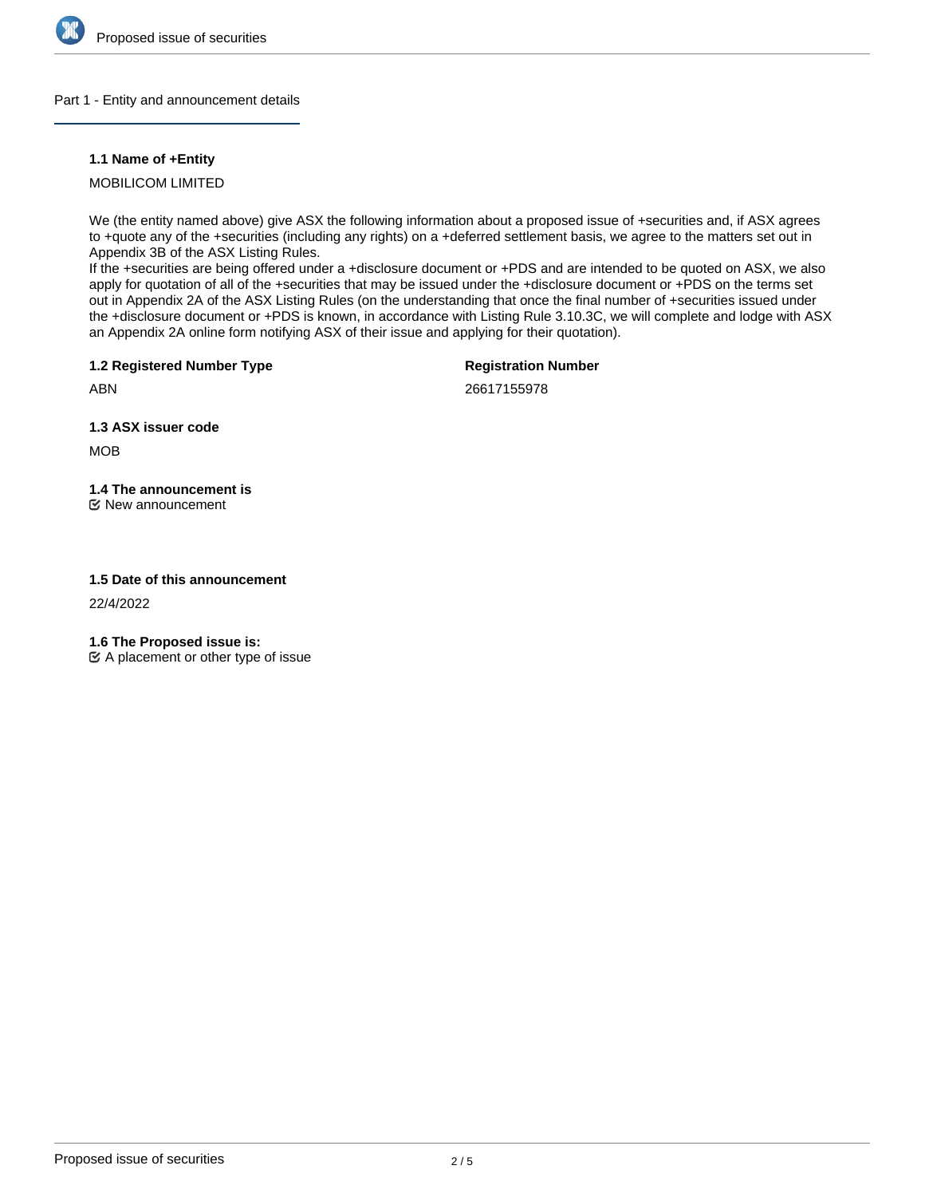## Part 1 - Entity and announcement details

**1.1 Name of +Entity**

MOBILICOM LIMITED

We (the entity named above) give ASX the following information about a proposed issue of +securities and, if ASX agrees to +quote any of the +securities (including any rights) on a +deferred settlement basis, we agree to the matters set out in Appendix 3B of the ASX Listing Rules.
If the +securities are being offered under a +disclosure document or +PDS and are intended to be quoted on ASX, we also apply for quotation of all of the +securities that may be issued under the +disclosure document or +PDS on the terms set out in Appendix 2A of the ASX Listing Rules (on the understanding that once the final number of +securities issued under the +disclosure document or +PDS is known, in accordance with Listing Rule 3.10.3C, we will complete and lodge with ASX an Appendix 2A online form notifying ASX of their issue and applying for their quotation).

**1.2 Registered Number Type**

ABN

**Registration Number**

26617155978

**1.3 ASX issuer code**

MOB

**1.4 The announcement is**

☑ New announcement

**1.5 Date of this announcement**

22/4/2022

**1.6 The Proposed issue is:**

☑ A placement or other type of issue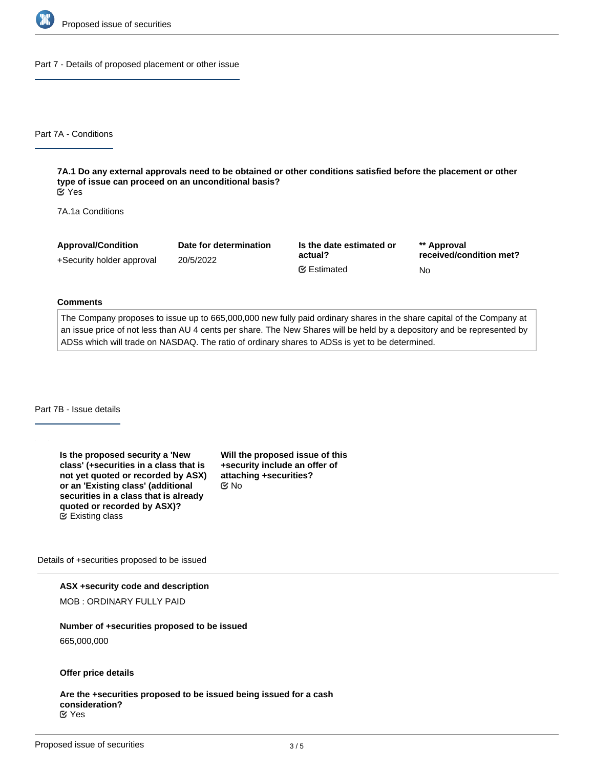## Part 7 - Details of proposed placement or other issue

### Part 7A - Conditions

**7A.1 Do any external approvals need to be obtained or other conditions satisfied before the placement or other type of issue can proceed on an unconditional basis?**
Yes

7A.1a Conditions

| Approval/Condition | Date for determination | Is the date estimated or actual? | ** Approval received/condition met? |
|---|---|---|---|
| +Security holder approval | 20/5/2022 | Estimated | No |

**Comments**

The Company proposes to issue up to 665,000,000 new fully paid ordinary shares in the share capital of the Company at an issue price of not less than AU 4 cents per share. The New Shares will be held by a depository and be represented by ADSs which will trade on NASDAQ. The ratio of ordinary shares to ADSs is yet to be determined.

### Part 7B - Issue details

**Is the proposed security a 'New class' (+securities in a class that is not yet quoted or recorded by ASX) or an 'Existing class' (additional securities in a class that is already quoted or recorded by ASX)?**
Existing class

**Will the proposed issue of this +security include an offer of attaching +securities?**
No

Details of +securities proposed to be issued

**ASX +security code and description**
MOB : ORDINARY FULLY PAID

**Number of +securities proposed to be issued**
665,000,000

**Offer price details**

**Are the +securities proposed to be issued being issued for a cash consideration?**
Yes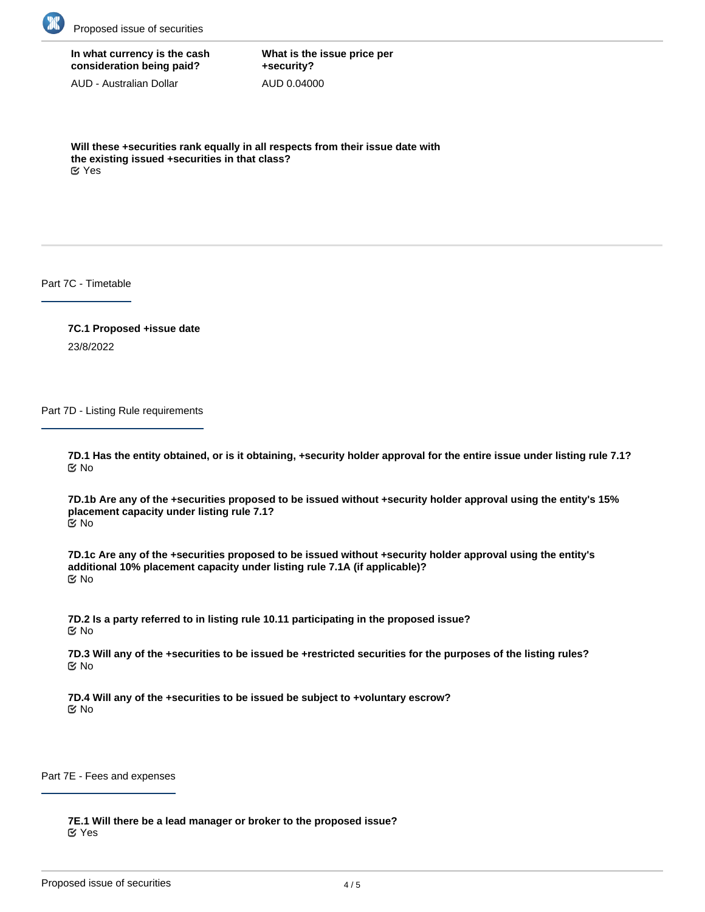**In what currency is the cash consideration being paid?**

AUD - Australian Dollar

**What is the issue price per +security?**

AUD 0.04000

**Will these +securities rank equally in all respects from their issue date with the existing issued +securities in that class?**

Yes

## Part 7C - Timetable

**7C.1 Proposed +issue date**

23/8/2022

## Part 7D - Listing Rule requirements

**7D.1 Has the entity obtained, or is it obtaining, +security holder approval for the entire issue under listing rule 7.1?**

No

**7D.1b Are any of the +securities proposed to be issued without +security holder approval using the entity's 15% placement capacity under listing rule 7.1?**

No

**7D.1c Are any of the +securities proposed to be issued without +security holder approval using the entity's additional 10% placement capacity under listing rule 7.1A (if applicable)?**

No

**7D.2 Is a party referred to in listing rule 10.11 participating in the proposed issue?**

No

**7D.3 Will any of the +securities to be issued be +restricted securities for the purposes of the listing rules?**

No

**7D.4 Will any of the +securities to be issued be subject to +voluntary escrow?**

No

## Part 7E - Fees and expenses

**7E.1 Will there be a lead manager or broker to the proposed issue?**

Yes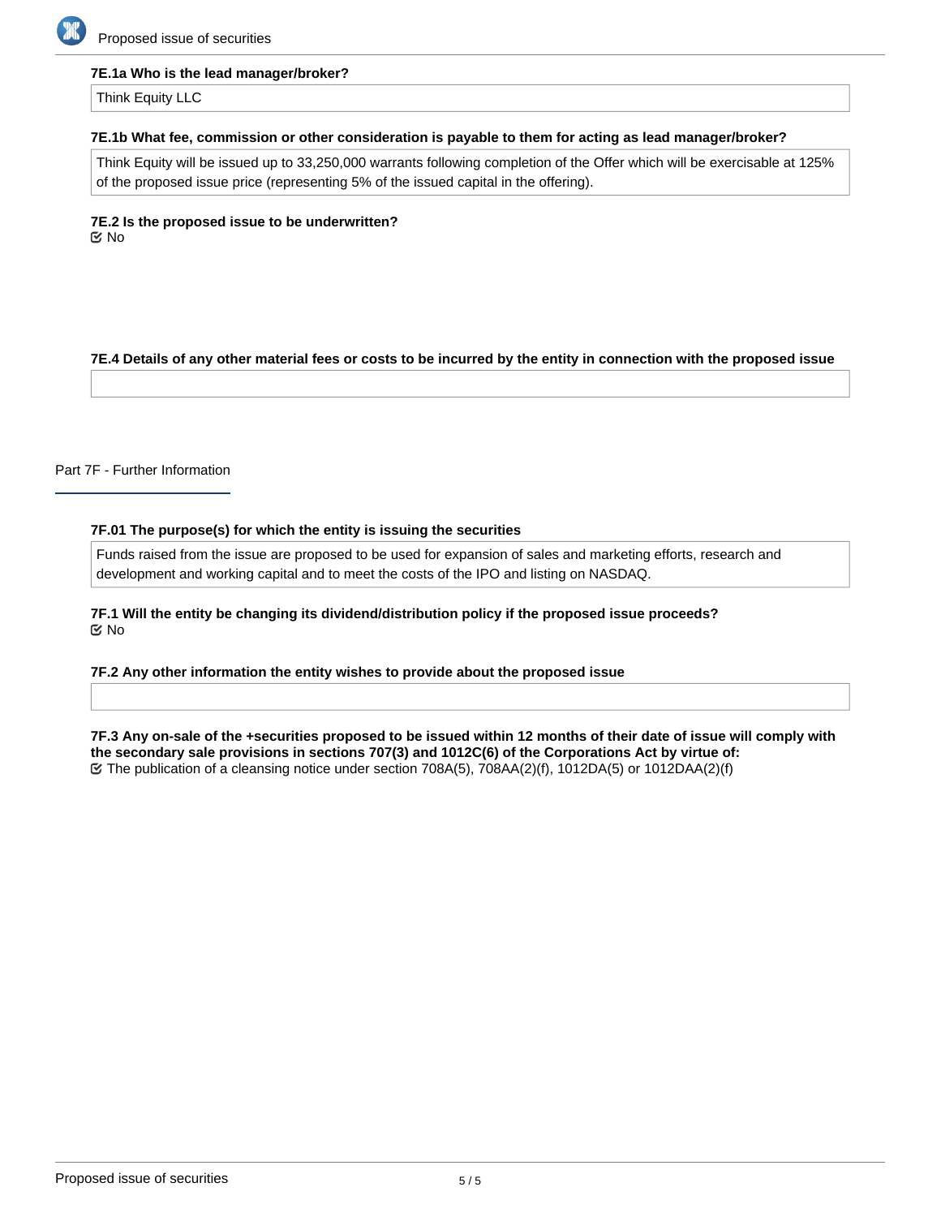**7E.1a Who is the lead manager/broker?**

Think Equity LLC

**7E.1b What fee, commission or other consideration is payable to them for acting as lead manager/broker?**

Think Equity will be issued up to 33,250,000 warrants following completion of the Offer which will be exercisable at 125% of the proposed issue price (representing 5% of the issued capital in the offering).

**7E.2 Is the proposed issue to be underwritten?**

☑ No

**7E.4 Details of any other material fees or costs to be incurred by the entity in connection with the proposed issue**

## Part 7F - Further Information

**7F.01 The purpose(s) for which the entity is issuing the securities**

Funds raised from the issue are proposed to be used for expansion of sales and marketing efforts, research and development and working capital and to meet the costs of the IPO and listing on NASDAQ.

**7F.1 Will the entity be changing its dividend/distribution policy if the proposed issue proceeds?**

☑ No

**7F.2 Any other information the entity wishes to provide about the proposed issue**

**7F.3 Any on-sale of the +securities proposed to be issued within 12 months of their date of issue will comply with the secondary sale provisions in sections 707(3) and 1012C(6) of the Corporations Act by virtue of:**

☑ The publication of a cleansing notice under section 708A(5), 708AA(2)(f), 1012DA(5) or 1012DAA(2)(f)